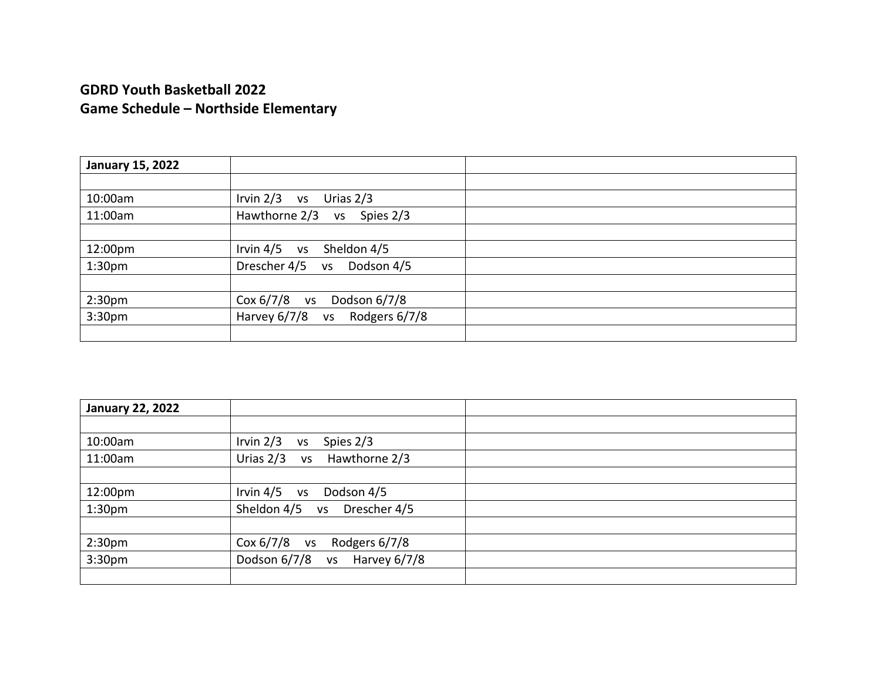**GDRD Youth Basketball 2022**
**Game Schedule – Northside Elementary**

| **January 15, 2022** | | |
|---|---|---|
| | | |
| 10:00am | Irvin 2/3 vs Urias 2/3 | |
| 11:00am | Hawthorne 2/3 vs Spies 2/3 | |
| | | |
| 12:00pm | Irvin 4/5 vs Sheldon 4/5 | |
| 1:30pm | Drescher 4/5 vs Dodson 4/5 | |
| | | |
| 2:30pm | Cox 6/7/8 vs Dodson 6/7/8 | |
| 3:30pm | Harvey 6/7/8 vs Rodgers 6/7/8 | |
| | | |

| **January 22, 2022** | | |
|---|---|---|
| | | |
| 10:00am | Irvin 2/3 vs Spies 2/3 | |
| 11:00am | Urias 2/3 vs Hawthorne 2/3 | |
| | | |
| 12:00pm | Irvin 4/5 vs Dodson 4/5 | |
| 1:30pm | Sheldon 4/5 vs Drescher 4/5 | |
| | | |
| 2:30pm | Cox 6/7/8 vs Rodgers 6/7/8 | |
| 3:30pm | Dodson 6/7/8 vs Harvey 6/7/8 | |
| | | |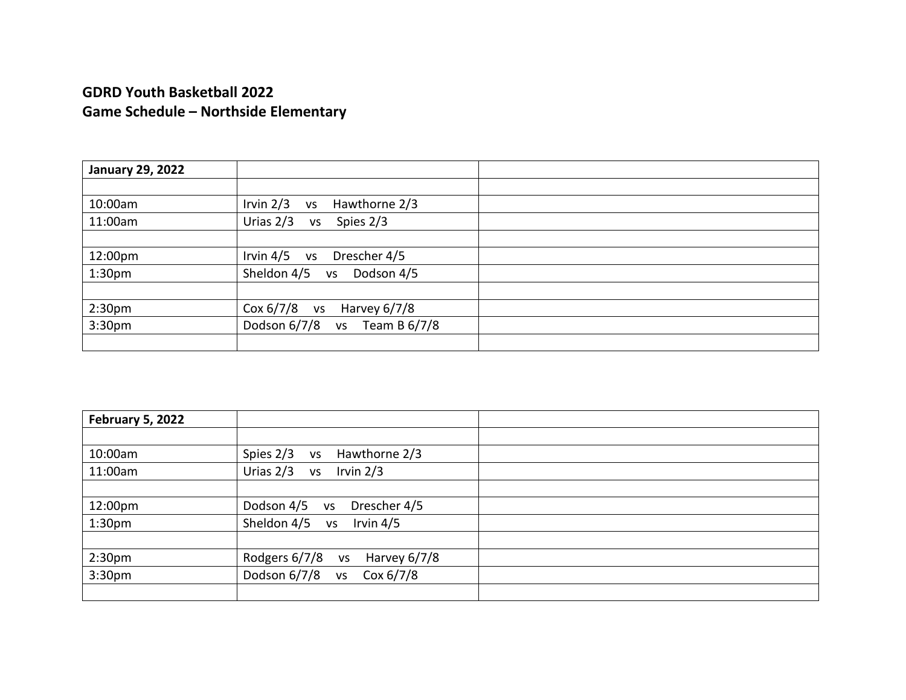**GDRD Youth Basketball 2022**
**Game Schedule – Northside Elementary**

| **January 29, 2022** | | |
|---|---|---|
| | | |
| 10:00am | Irvin 2/3 vs Hawthorne 2/3 | |
| 11:00am | Urias 2/3 vs Spies 2/3 | |
| | | |
| 12:00pm | Irvin 4/5 vs Drescher 4/5 | |
| 1:30pm | Sheldon 4/5 vs Dodson 4/5 | |
| | | |
| 2:30pm | Cox 6/7/8 vs Harvey 6/7/8 | |
| 3:30pm | Dodson 6/7/8 vs Team B 6/7/8 | |
| | | |

| **February 5, 2022** | | |
|---|---|---|
| | | |
| 10:00am | Spies 2/3 vs Hawthorne 2/3 | |
| 11:00am | Urias 2/3 vs Irvin 2/3 | |
| | | |
| 12:00pm | Dodson 4/5 vs Drescher 4/5 | |
| 1:30pm | Sheldon 4/5 vs Irvin 4/5 | |
| | | |
| 2:30pm | Rodgers 6/7/8 vs Harvey 6/7/8 | |
| 3:30pm | Dodson 6/7/8 vs Cox 6/7/8 | |
| | | |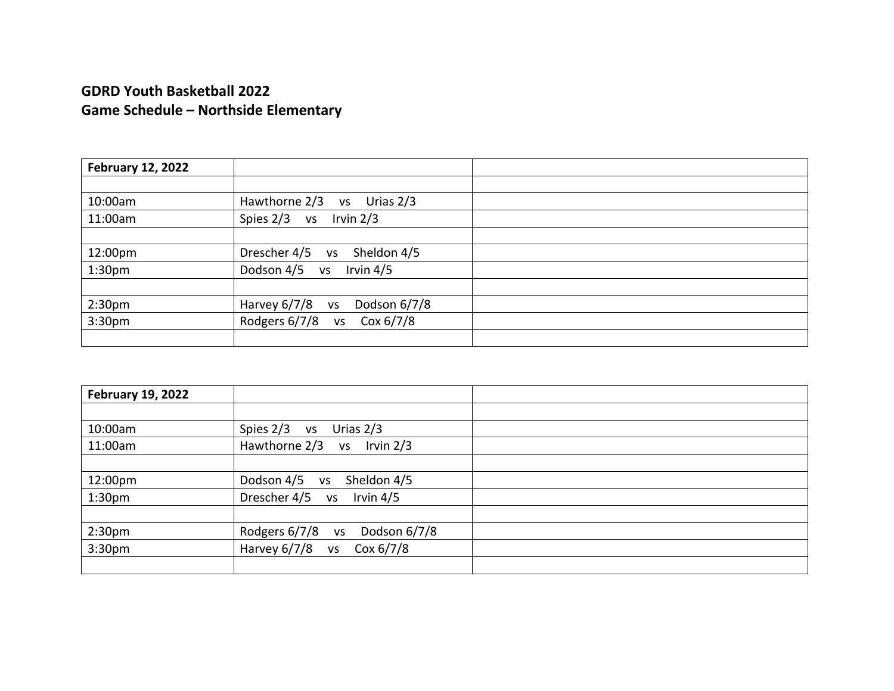**GDRD Youth Basketball 2022**
**Game Schedule – Northside Elementary**

| **February 12, 2022** | | |
|---|---|---|
| | | |
| 10:00am | Hawthorne 2/3 vs Urias 2/3 | |
| 11:00am | Spies 2/3 vs Irvin 2/3 | |
| | | |
| 12:00pm | Drescher 4/5 vs Sheldon 4/5 | |
| 1:30pm | Dodson 4/5 vs Irvin 4/5 | |
| | | |
| 2:30pm | Harvey 6/7/8 vs Dodson 6/7/8 | |
| 3:30pm | Rodgers 6/7/8 vs Cox 6/7/8 | |
| | | |

| **February 19, 2022** | | |
|---|---|---|
| | | |
| 10:00am | Spies 2/3 vs Urias 2/3 | |
| 11:00am | Hawthorne 2/3 vs Irvin 2/3 | |
| | | |
| 12:00pm | Dodson 4/5 vs Sheldon 4/5 | |
| 1:30pm | Drescher 4/5 vs Irvin 4/5 | |
| | | |
| 2:30pm | Rodgers 6/7/8 vs Dodson 6/7/8 | |
| 3:30pm | Harvey 6/7/8 vs Cox 6/7/8 | |
| | | |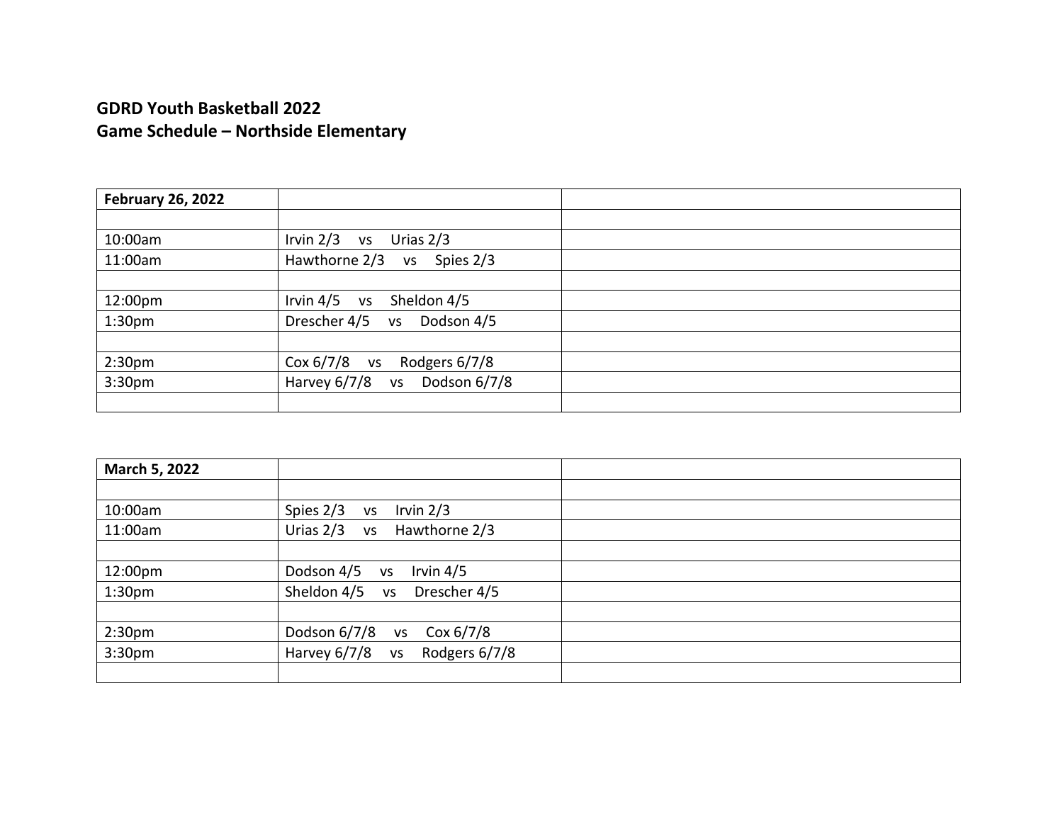**GDRD Youth Basketball 2022**
**Game Schedule – Northside Elementary**

| | | |
|---|---|---|
| **February 26, 2022** | | |
| | | |
| 10:00am | Irvin 2/3 vs Urias 2/3 | |
| 11:00am | Hawthorne 2/3 vs Spies 2/3 | |
| | | |
| 12:00pm | Irvin 4/5 vs Sheldon 4/5 | |
| 1:30pm | Drescher 4/5 vs Dodson 4/5 | |
| | | |
| 2:30pm | Cox 6/7/8 vs Rodgers 6/7/8 | |
| 3:30pm | Harvey 6/7/8 vs Dodson 6/7/8 | |
| | | |

| | | |
|---|---|---|
| **March 5, 2022** | | |
| | | |
| 10:00am | Spies 2/3 vs Irvin 2/3 | |
| 11:00am | Urias 2/3 vs Hawthorne 2/3 | |
| | | |
| 12:00pm | Dodson 4/5 vs Irvin 4/5 | |
| 1:30pm | Sheldon 4/5 vs Drescher 4/5 | |
| | | |
| 2:30pm | Dodson 6/7/8 vs Cox 6/7/8 | |
| 3:30pm | Harvey 6/7/8 vs Rodgers 6/7/8 | |
| | | |